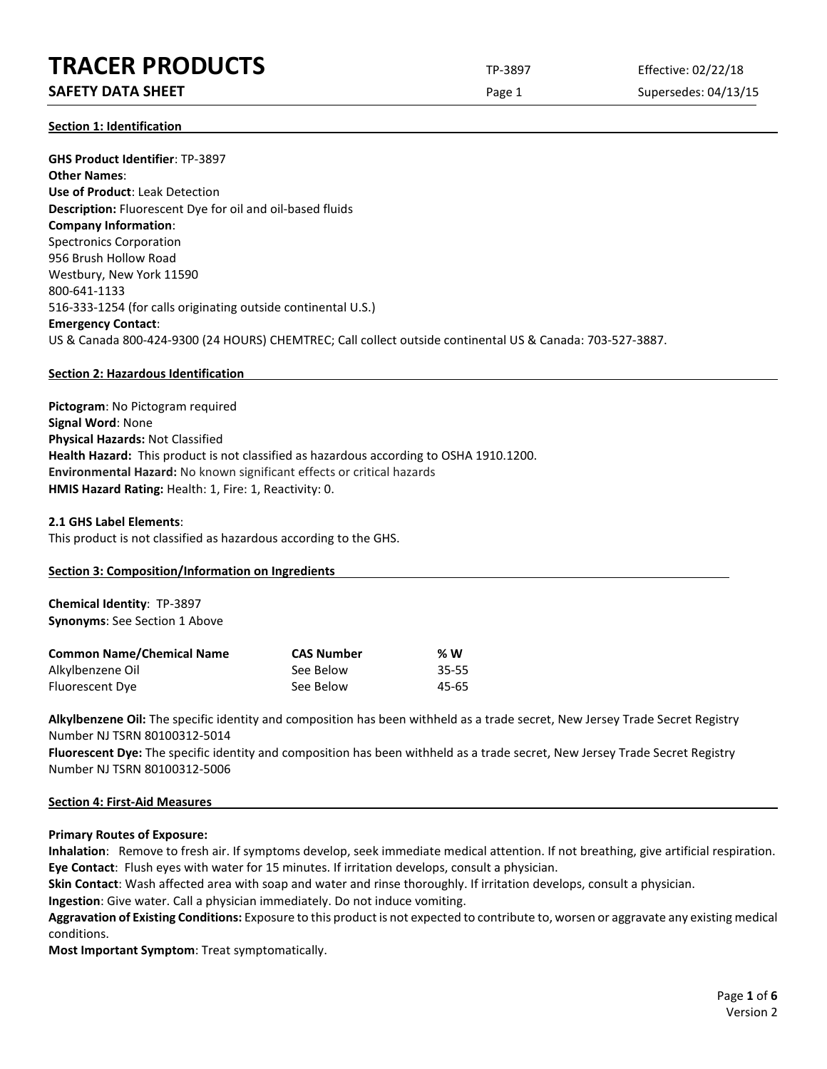# TRACER PRODUCTS

**SAFETY DATA SHEET**

TP-3897

Effective: 02/22/18

Supersedes: 04/13/15

## Section 1: Identification

**GHS Product Identifier**: TP-3897
**Other Names**:
**Use of Product**: Leak Detection
**Description:** Fluorescent Dye for oil and oil-based fluids
**Company Information**:
Spectronics Corporation
956 Brush Hollow Road
Westbury, New York 11590
800-641-1133
516-333-1254 (for calls originating outside continental U.S.)
**Emergency Contact**:
US & Canada 800-424-9300 (24 HOURS) CHEMTREC; Call collect outside continental US & Canada: 703-527-3887.

## Section 2: Hazardous Identification

**Pictogram**: No Pictogram required
**Signal Word**: None
**Physical Hazards:** Not Classified
**Health Hazard:** This product is not classified as hazardous according to OSHA 1910.1200.
**Environmental Hazard:** No known significant effects or critical hazards
**HMIS Hazard Rating:** Health: 1, Fire: 1, Reactivity: 0.

**2.1 GHS Label Elements**:
This product is not classified as hazardous according to the GHS.

## Section 3: Composition/Information on Ingredients

**Chemical Identity**: TP-3897
**Synonyms**: See Section 1 Above

| Common Name/Chemical Name | CAS Number | % W |
|---|---|---|
| Alkylbenzene Oil | See Below | 35-55 |
| Fluorescent Dye | See Below | 45-65 |

**Alkylbenzene Oil:** The specific identity and composition has been withheld as a trade secret, New Jersey Trade Secret Registry Number NJ TSRN 80100312-5014
**Fluorescent Dye:** The specific identity and composition has been withheld as a trade secret, New Jersey Trade Secret Registry Number NJ TSRN 80100312-5006

## Section 4: First-Aid Measures

**Primary Routes of Exposure:**
**Inhalation**: Remove to fresh air. If symptoms develop, seek immediate medical attention. If not breathing, give artificial respiration.
**Eye Contact**: Flush eyes with water for 15 minutes. If irritation develops, consult a physician.
**Skin Contact**: Wash affected area with soap and water and rinse thoroughly. If irritation develops, consult a physician.
**Ingestion**: Give water. Call a physician immediately. Do not induce vomiting.
**Aggravation of Existing Conditions:** Exposure to this product is not expected to contribute to, worsen or aggravate any existing medical conditions.
**Most Important Symptom**: Treat symptomatically.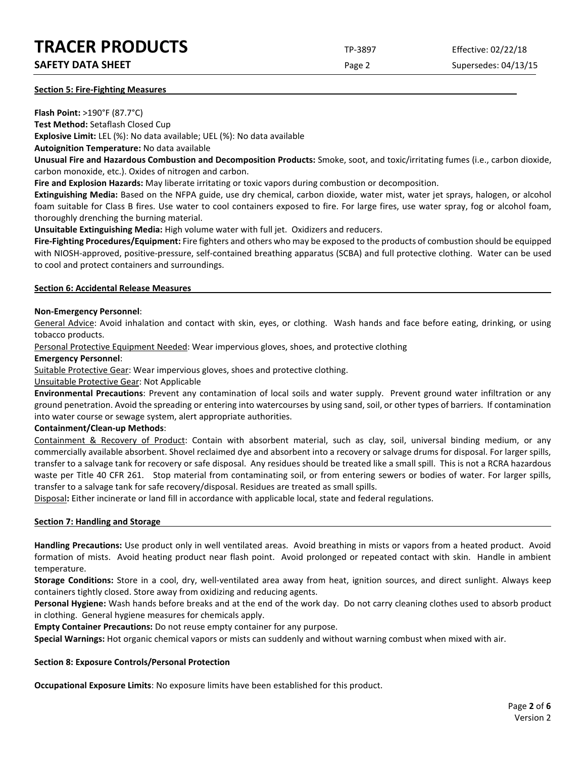## Section 5: Fire-Fighting Measures

**Flash Point:** >190°F (87.7°C)

**Test Method:** Setaflash Closed Cup

**Explosive Limit:** LEL (%): No data available; UEL (%): No data available

**Autoignition Temperature:** No data available

**Unusual Fire and Hazardous Combustion and Decomposition Products:** Smoke, soot, and toxic/irritating fumes (i.e., carbon dioxide, carbon monoxide, etc.). Oxides of nitrogen and carbon.

**Fire and Explosion Hazards:** May liberate irritating or toxic vapors during combustion or decomposition.

**Extinguishing Media:** Based on the NFPA guide, use dry chemical, carbon dioxide, water mist, water jet sprays, halogen, or alcohol foam suitable for Class B fires. Use water to cool containers exposed to fire. For large fires, use water spray, fog or alcohol foam, thoroughly drenching the burning material.

**Unsuitable Extinguishing Media:** High volume water with full jet. Oxidizers and reducers.

**Fire-Fighting Procedures/Equipment:** Fire fighters and others who may be exposed to the products of combustion should be equipped with NIOSH-approved, positive-pressure, self-contained breathing apparatus (SCBA) and full protective clothing. Water can be used to cool and protect containers and surroundings.

## Section 6: Accidental Release Measures

**Non-Emergency Personnel**:

General Advice: Avoid inhalation and contact with skin, eyes, or clothing. Wash hands and face before eating, drinking, or using tobacco products.

Personal Protective Equipment Needed: Wear impervious gloves, shoes, and protective clothing

**Emergency Personnel**:

Suitable Protective Gear: Wear impervious gloves, shoes and protective clothing.

Unsuitable Protective Gear: Not Applicable

**Environmental Precautions**: Prevent any contamination of local soils and water supply. Prevent ground water infiltration or any ground penetration. Avoid the spreading or entering into watercourses by using sand, soil, or other types of barriers. If contamination into water course or sewage system, alert appropriate authorities.

**Containment/Clean-up Methods**:

Containment & Recovery of Product: Contain with absorbent material, such as clay, soil, universal binding medium, or any commercially available absorbent. Shovel reclaimed dye and absorbent into a recovery or salvage drums for disposal. For larger spills, transfer to a salvage tank for recovery or safe disposal. Any residues should be treated like a small spill. This is not a RCRA hazardous waste per Title 40 CFR 261. Stop material from contaminating soil, or from entering sewers or bodies of water. For larger spills, transfer to a salvage tank for safe recovery/disposal. Residues are treated as small spills.

Disposal**:** Either incinerate or land fill in accordance with applicable local, state and federal regulations.

## Section 7: Handling and Storage

**Handling Precautions:** Use product only in well ventilated areas. Avoid breathing in mists or vapors from a heated product. Avoid formation of mists. Avoid heating product near flash point. Avoid prolonged or repeated contact with skin. Handle in ambient temperature.

**Storage Conditions:** Store in a cool, dry, well-ventilated area away from heat, ignition sources, and direct sunlight. Always keep containers tightly closed. Store away from oxidizing and reducing agents.

**Personal Hygiene:** Wash hands before breaks and at the end of the work day. Do not carry cleaning clothes used to absorb product in clothing. General hygiene measures for chemicals apply.

**Empty Container Precautions:** Do not reuse empty container for any purpose.

**Special Warnings:** Hot organic chemical vapors or mists can suddenly and without warning combust when mixed with air.

## Section 8: Exposure Controls/Personal Protection

**Occupational Exposure Limits**: No exposure limits have been established for this product.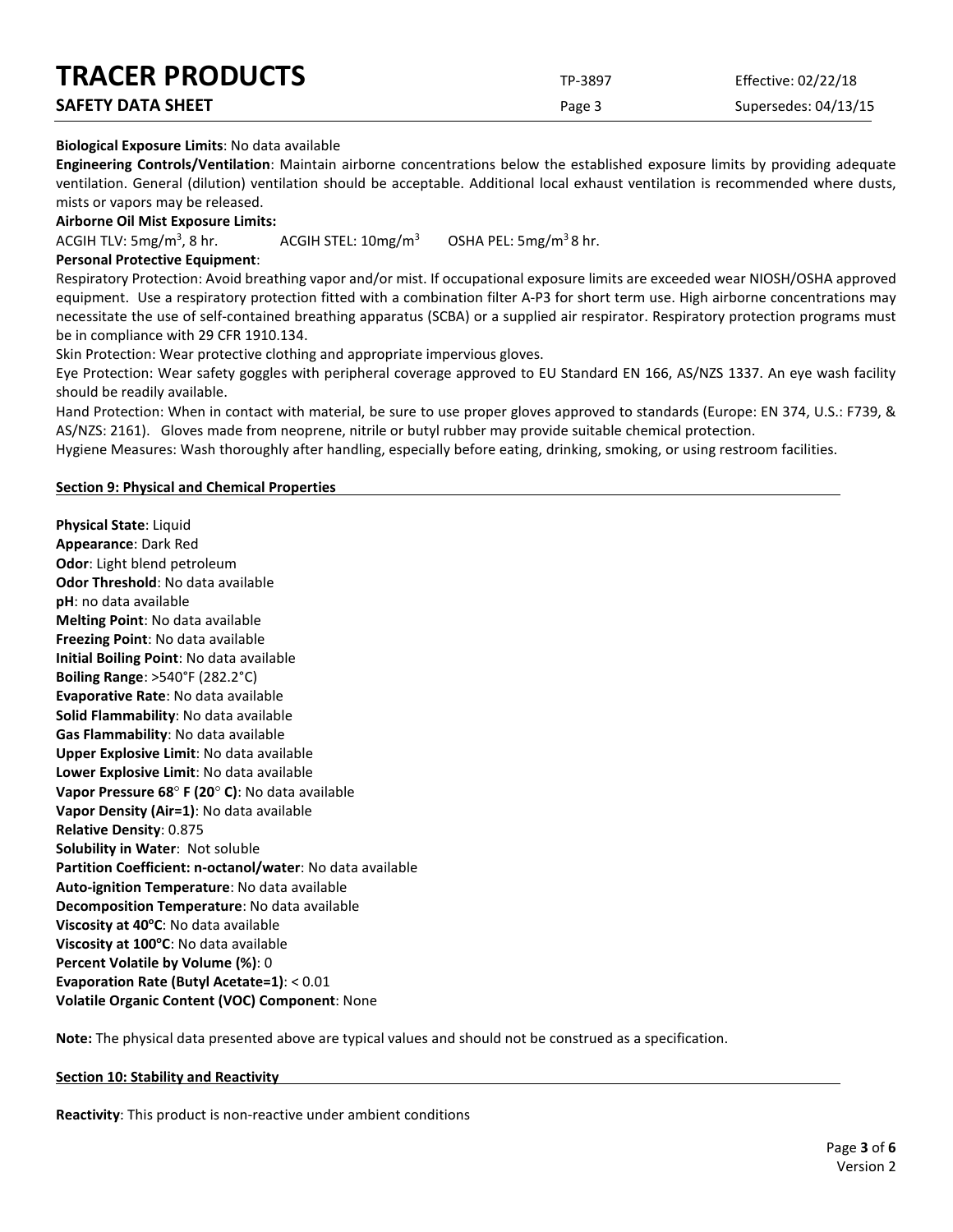**Biological Exposure Limits**: No data available

**Engineering Controls/Ventilation**: Maintain airborne concentrations below the established exposure limits by providing adequate ventilation. General (dilution) ventilation should be acceptable. Additional local exhaust ventilation is recommended where dusts, mists or vapors may be released.

**Airborne Oil Mist Exposure Limits:**

ACGIH TLV: 5mg/m$^3$, 8 hr. ACGIH STEL: 10mg/m$^3$ OSHA PEL: 5mg/m$^3$ 8 hr.

**Personal Protective Equipment**:

Respiratory Protection: Avoid breathing vapor and/or mist. If occupational exposure limits are exceeded wear NIOSH/OSHA approved equipment. Use a respiratory protection fitted with a combination filter A-P3 for short term use. High airborne concentrations may necessitate the use of self-contained breathing apparatus (SCBA) or a supplied air respirator. Respiratory protection programs must be in compliance with 29 CFR 1910.134.

Skin Protection: Wear protective clothing and appropriate impervious gloves.

Eye Protection: Wear safety goggles with peripheral coverage approved to EU Standard EN 166, AS/NZS 1337. An eye wash facility should be readily available.

Hand Protection: When in contact with material, be sure to use proper gloves approved to standards (Europe: EN 374, U.S.: F739, & AS/NZS: 2161). Gloves made from neoprene, nitrile or butyl rubber may provide suitable chemical protection.

Hygiene Measures: Wash thoroughly after handling, especially before eating, drinking, smoking, or using restroom facilities.

## Section 9: Physical and Chemical Properties

**Physical State**: Liquid
**Appearance**: Dark Red
**Odor**: Light blend petroleum
**Odor Threshold**: No data available
**pH**: no data available
**Melting Point**: No data available
**Freezing Point**: No data available
**Initial Boiling Point**: No data available
**Boiling Range**: >540°F (282.2°C)
**Evaporative Rate**: No data available
**Solid Flammability**: No data available
**Gas Flammability**: No data available
**Upper Explosive Limit**: No data available
**Lower Explosive Limit**: No data available
**Vapor Pressure 68° F (20° C)**: No data available
**Vapor Density (Air=1)**: No data available
**Relative Density**: 0.875
**Solubility in Water**: Not soluble
**Partition Coefficient: n-octanol/water**: No data available
**Auto-ignition Temperature**: No data available
**Decomposition Temperature**: No data available
**Viscosity at 40°C**: No data available
**Viscosity at 100°C**: No data available
**Percent Volatile by Volume (%)**: 0
**Evaporation Rate (Butyl Acetate=1)**: < 0.01
**Volatile Organic Content (VOC) Component**: None

**Note:** The physical data presented above are typical values and should not be construed as a specification.

## Section 10: Stability and Reactivity

**Reactivity**: This product is non-reactive under ambient conditions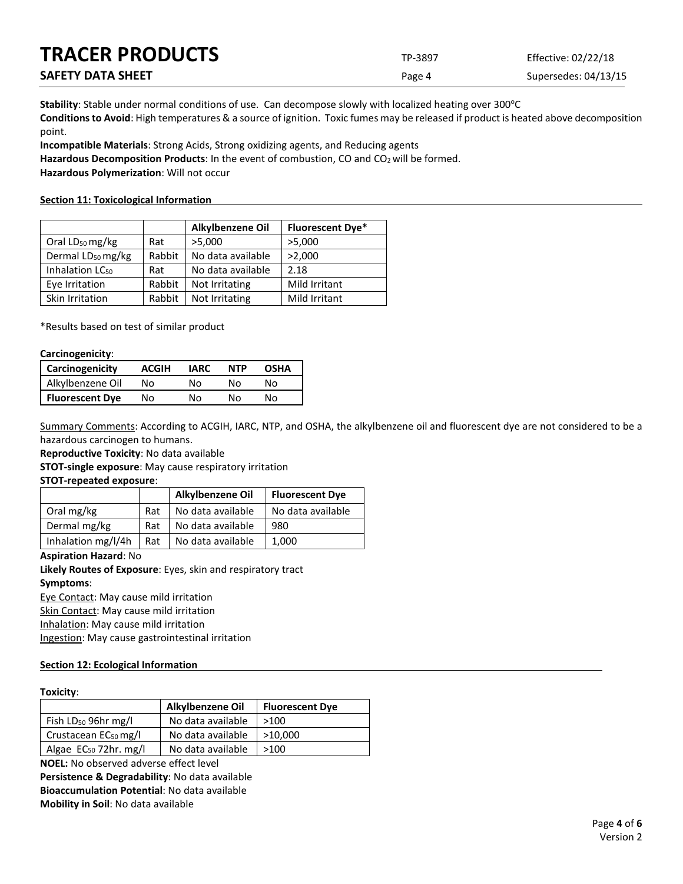**Stability**: Stable under normal conditions of use. Can decompose slowly with localized heating over 300°C

**Conditions to Avoid**: High temperatures & a source of ignition. Toxic fumes may be released if product is heated above decomposition point.

**Incompatible Materials**: Strong Acids, Strong oxidizing agents, and Reducing agents

**Hazardous Decomposition Products**: In the event of combustion, CO and $CO_2$ will be formed.

**Hazardous Polymerization**: Will not occur

## Section 11: Toxicological Information

| | | Alkylbenzene Oil | Fluorescent Dye* |
|---|---|---|---|
| Oral $LD_{50}$ mg/kg | Rat | >5,000 | >5,000 |
| Dermal $LD_{50}$ mg/kg | Rabbit | No data available | >2,000 |
| Inhalation $LC_{50}$ | Rat | No data available | 2.18 |
| Eye Irritation | Rabbit | Not Irritating | Mild Irritant |
| Skin Irritation | Rabbit | Not Irritating | Mild Irritant |

*Results based on test of similar product

**Carcinogenicity**:

| Carcinogenicity | ACGIH | IARC | NTP | OSHA |
|---|---|---|---|---|
| Alkylbenzene Oil | No | No | No | No |
| **Fluorescent Dye** | No | No | No | No |

Summary Comments: According to ACGIH, IARC, NTP, and OSHA, the alkylbenzene oil and fluorescent dye are not considered to be a hazardous carcinogen to humans.

**Reproductive Toxicity**: No data available

**STOT-single exposure**: May cause respiratory irritation

**STOT-repeated exposure**:

| | | Alkylbenzene Oil | Fluorescent Dye |
|---|---|---|---|
| Oral mg/kg | Rat | No data available | No data available |
| Dermal mg/kg | Rat | No data available | 980 |
| Inhalation mg/l/4h | Rat | No data available | 1,000 |

**Aspiration Hazard**: No

**Likely Routes of Exposure**: Eyes, skin and respiratory tract

**Symptoms**:

Eye Contact: May cause mild irritation

Skin Contact: May cause mild irritation

Inhalation: May cause mild irritation

Ingestion: May cause gastrointestinal irritation

## Section 12: Ecological Information

**Toxicity**:

| | Alkylbenzene Oil | Fluorescent Dye |
|---|---|---|
| Fish $LD_{50}$ 96hr mg/l | No data available | >100 |
| Crustacean $EC_{50}$ mg/l | No data available | >10,000 |
| Algae $EC_{50}$ 72hr. mg/l | No data available | >100 |

**NOEL:** No observed adverse effect level

**Persistence & Degradability**: No data available

**Bioaccumulation Potential**: No data available

**Mobility in Soil**: No data available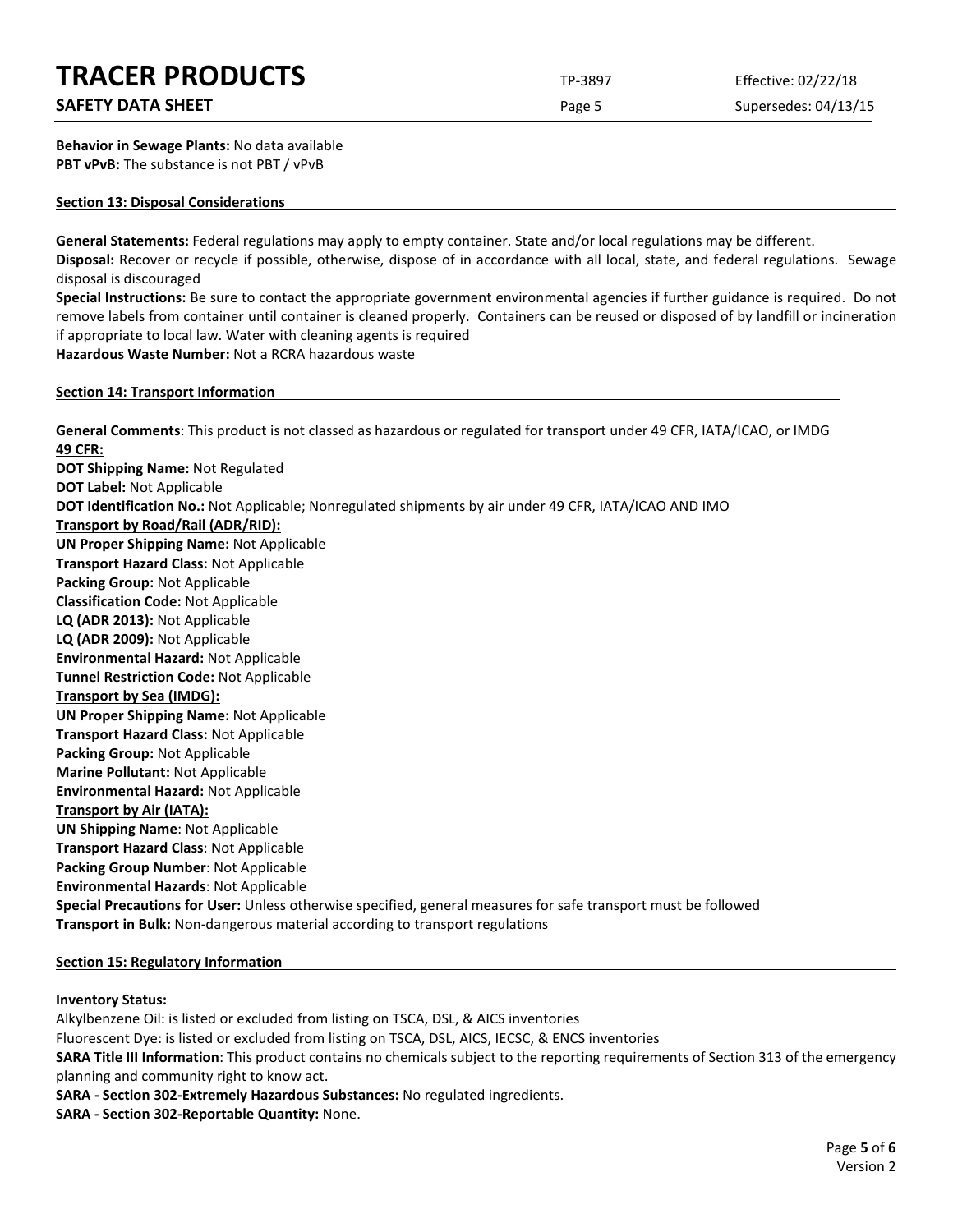**Behavior in Sewage Plants:** No data available
**PBT vPvB:** The substance is not PBT / vPvB

## Section 13: Disposal Considerations

**General Statements:** Federal regulations may apply to empty container. State and/or local regulations may be different.
**Disposal:** Recover or recycle if possible, otherwise, dispose of in accordance with all local, state, and federal regulations. Sewage disposal is discouraged
**Special Instructions:** Be sure to contact the appropriate government environmental agencies if further guidance is required. Do not remove labels from container until container is cleaned properly. Containers can be reused or disposed of by landfill or incineration if appropriate to local law. Water with cleaning agents is required
**Hazardous Waste Number:** Not a RCRA hazardous waste

## Section 14: Transport Information

**General Comments**: This product is not classed as hazardous or regulated for transport under 49 CFR, IATA/ICAO, or IMDG
**49 CFR:**
**DOT Shipping Name:** Not Regulated
**DOT Label:** Not Applicable
**DOT Identification No.:** Not Applicable; Nonregulated shipments by air under 49 CFR, IATA/ICAO AND IMO
**Transport by Road/Rail (ADR/RID):**
**UN Proper Shipping Name:** Not Applicable
**Transport Hazard Class:** Not Applicable
**Packing Group:** Not Applicable
**Classification Code:** Not Applicable
**LQ (ADR 2013):** Not Applicable
**LQ (ADR 2009):** Not Applicable
**Environmental Hazard:** Not Applicable
**Tunnel Restriction Code:** Not Applicable
**Transport by Sea (IMDG):**
**UN Proper Shipping Name:** Not Applicable
**Transport Hazard Class:** Not Applicable
**Packing Group:** Not Applicable
**Marine Pollutant:** Not Applicable
**Environmental Hazard:** Not Applicable
**Transport by Air (IATA):**
**UN Shipping Name**: Not Applicable
**Transport Hazard Class**: Not Applicable
**Packing Group Number**: Not Applicable
**Environmental Hazards**: Not Applicable
**Special Precautions for User:** Unless otherwise specified, general measures for safe transport must be followed
**Transport in Bulk:** Non-dangerous material according to transport regulations

## Section 15: Regulatory Information

**Inventory Status:**
Alkylbenzene Oil: is listed or excluded from listing on TSCA, DSL, & AICS inventories
Fluorescent Dye: is listed or excluded from listing on TSCA, DSL, AICS, IECSC, & ENCS inventories
**SARA Title III Information**: This product contains no chemicals subject to the reporting requirements of Section 313 of the emergency planning and community right to know act.
**SARA - Section 302-Extremely Hazardous Substances:** No regulated ingredients.
**SARA - Section 302-Reportable Quantity:** None.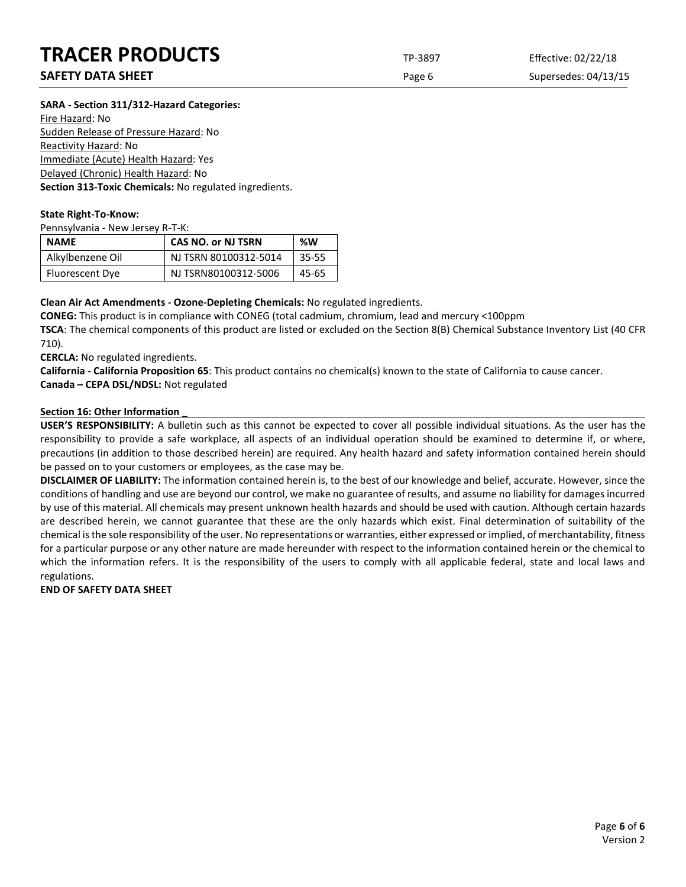**SARA - Section 311/312-Hazard Categories:**
Fire Hazard: No
Sudden Release of Pressure Hazard: No
Reactivity Hazard: No
Immediate (Acute) Health Hazard: Yes
Delayed (Chronic) Health Hazard: No
**Section 313-Toxic Chemicals:** No regulated ingredients.

**State Right-To-Know:**
Pennsylvania - New Jersey R-T-K:

| NAME | CAS NO. or NJ TSRN | %W |
|---|---|---|
| Alkylbenzene Oil | NJ TSRN 80100312-5014 | 35-55 |
| Fluorescent Dye | NJ TSRN80100312-5006 | 45-65 |

**Clean Air Act Amendments - Ozone-Depleting Chemicals:** No regulated ingredients.
**CONEG:** This product is in compliance with CONEG (total cadmium, chromium, lead and mercury <100ppm
**TSCA**: The chemical components of this product are listed or excluded on the Section 8(B) Chemical Substance Inventory List (40 CFR 710).
**CERCLA:** No regulated ingredients.
**California - California Proposition 65**: This product contains no chemical(s) known to the state of California to cause cancer.
**Canada – CEPA DSL/NDSL:** Not regulated

## Section 16: Other Information _

**USER'S RESPONSIBILITY:** A bulletin such as this cannot be expected to cover all possible individual situations. As the user has the responsibility to provide a safe workplace, all aspects of an individual operation should be examined to determine if, or where, precautions (in addition to those described herein) are required. Any health hazard and safety information contained herein should be passed on to your customers or employees, as the case may be.
**DISCLAIMER OF LIABILITY:** The information contained herein is, to the best of our knowledge and belief, accurate. However, since the conditions of handling and use are beyond our control, we make no guarantee of results, and assume no liability for damages incurred by use of this material. All chemicals may present unknown health hazards and should be used with caution. Although certain hazards are described herein, we cannot guarantee that these are the only hazards which exist. Final determination of suitability of the chemical is the sole responsibility of the user. No representations or warranties, either expressed or implied, of merchantability, fitness for a particular purpose or any other nature are made hereunder with respect to the information contained herein or the chemical to which the information refers. It is the responsibility of the users to comply with all applicable federal, state and local laws and regulations.
**END OF SAFETY DATA SHEET**